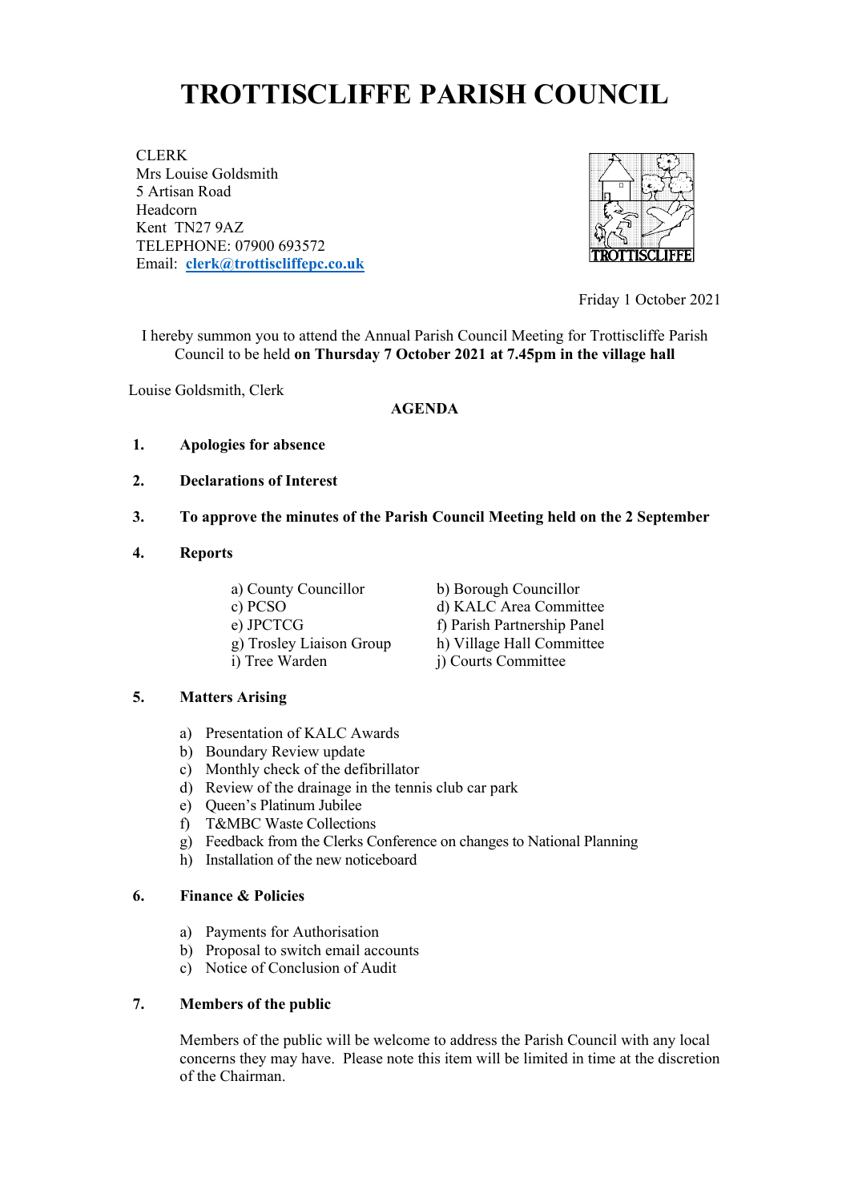# TROTTISCLIFFE PARISH COUNCIL

CLERK
Mrs Louise Goldsmith
5 Artisan Road
Headcorn
Kent TN27 9AZ
TELEPHONE: 07900 693572
Email: **clerk@trottiscliffepc.co.uk**

TROTTISCLIFFE

Friday 1 October 2021

I hereby summon you to attend the Annual Parish Council Meeting for Trottiscliffe Parish Council to be held **on Thursday 7 October 2021 at 7.45pm in the village hall**

Louise Goldsmith, Clerk

**AGENDA**

1. **Apologies for absence**

2. **Declarations of Interest**

3. **To approve the minutes of the Parish Council Meeting held on the 2 September**

4. **Reports**

   a) County Councillor
   b) Borough Councillor
   c) PCSO
   d) KALC Area Committee
   e) JPCTCG
   f) Parish Partnership Panel
   g) Trosley Liaison Group
   h) Village Hall Committee
   i) Tree Warden
   j) Courts Committee

5. **Matters Arising**

   a) Presentation of KALC Awards
   b) Boundary Review update
   c) Monthly check of the defibrillator
   d) Review of the drainage in the tennis club car park
   e) Queen's Platinum Jubilee
   f) T&MBC Waste Collections
   g) Feedback from the Clerks Conference on changes to National Planning
   h) Installation of the new noticeboard

6. **Finance & Policies**

   a) Payments for Authorisation
   b) Proposal to switch email accounts
   c) Notice of Conclusion of Audit

7. **Members of the public**

   Members of the public will be welcome to address the Parish Council with any local concerns they may have. Please note this item will be limited in time at the discretion of the Chairman.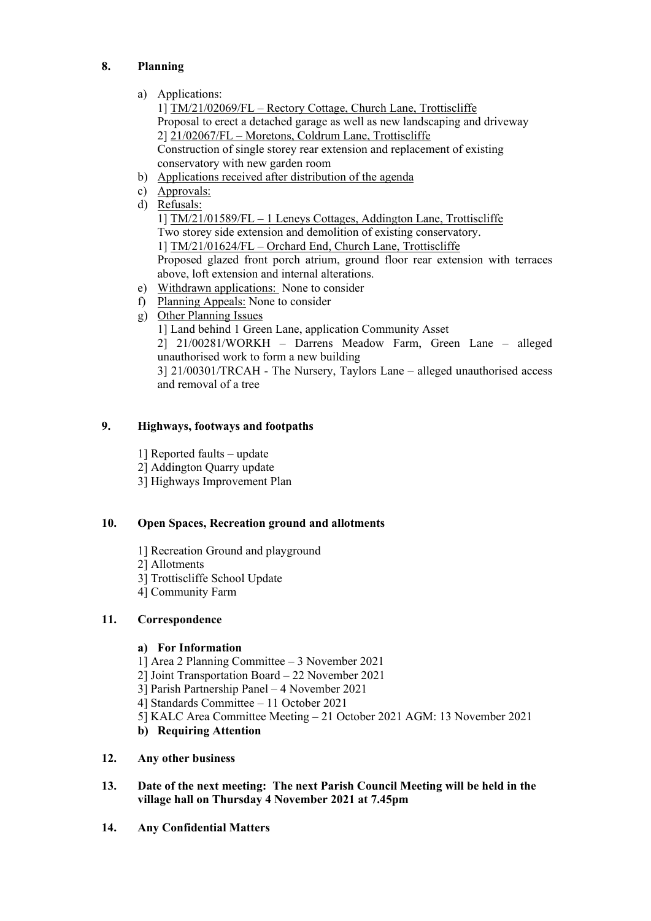## 8. Planning

a) Applications:
   1] TM/21/02069/FL – Rectory Cottage, Church Lane, Trottiscliffe
   Proposal to erect a detached garage as well as new landscaping and driveway
   2] 21/02067/FL – Moretons, Coldrum Lane, Trottiscliffe
   Construction of single storey rear extension and replacement of existing conservatory with new garden room
b) Applications received after distribution of the agenda
c) Approvals:
d) Refusals:
   1] TM/21/01589/FL – 1 Leneys Cottages, Addington Lane, Trottiscliffe
   Two storey side extension and demolition of existing conservatory.
   1] TM/21/01624/FL – Orchard End, Church Lane, Trottiscliffe
   Proposed glazed front porch atrium, ground floor rear extension with terraces above, loft extension and internal alterations.
e) Withdrawn applications: None to consider
f) Planning Appeals: None to consider
g) Other Planning Issues
   1] Land behind 1 Green Lane, application Community Asset
   2] 21/00281/WORKH – Darrens Meadow Farm, Green Lane – alleged unauthorised work to form a new building
   3] 21/00301/TRCAH - The Nursery, Taylors Lane – alleged unauthorised access and removal of a tree

## 9. Highways, footways and footpaths

1] Reported faults – update
2] Addington Quarry update
3] Highways Improvement Plan

## 10. Open Spaces, Recreation ground and allotments

1] Recreation Ground and playground
2] Allotments
3] Trottiscliffe School Update
4] Community Farm

## 11. Correspondence

**a) For Information**

1] Area 2 Planning Committee – 3 November 2021
2] Joint Transportation Board – 22 November 2021
3] Parish Partnership Panel – 4 November 2021
4] Standards Committee – 11 October 2021
5] KALC Area Committee Meeting – 21 October 2021 AGM: 13 November 2021

**b) Requiring Attention**

## 12. Any other business

## 13. Date of the next meeting: The next Parish Council Meeting will be held in the village hall on Thursday 4 November 2021 at 7.45pm

## 14. Any Confidential Matters